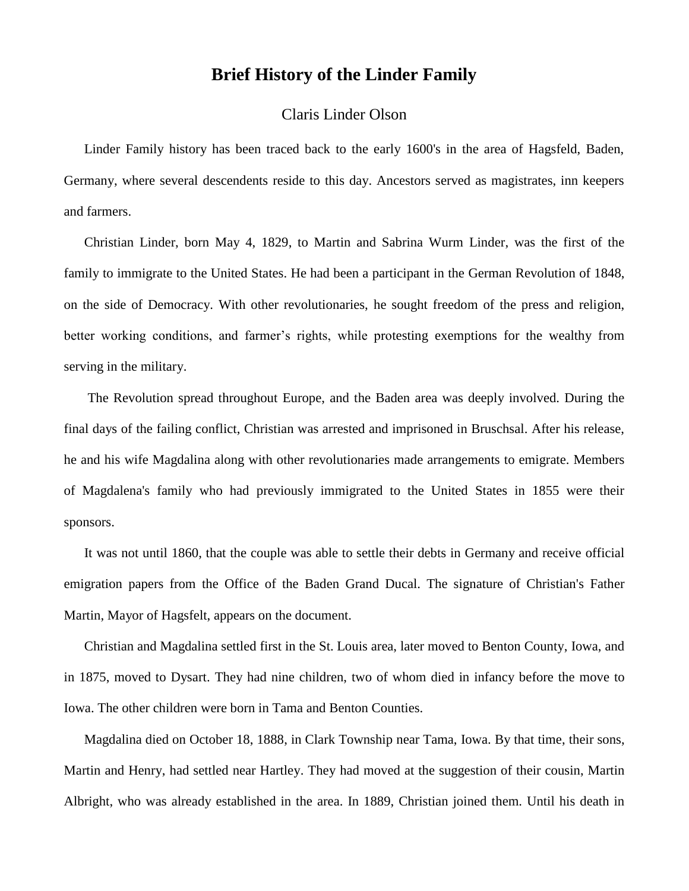# Brief History of the Linder Family

Claris Linder Olson

Linder Family history has been traced back to the early 1600's in the area of Hagsfeld, Baden, Germany, where several descendents reside to this day. Ancestors served as magistrates, inn keepers and farmers.

Christian Linder, born May 4, 1829, to Martin and Sabrina Wurm Linder, was the first of the family to immigrate to the United States. He had been a participant in the German Revolution of 1848, on the side of Democracy. With other revolutionaries, he sought freedom of the press and religion, better working conditions, and farmer's rights, while protesting exemptions for the wealthy from serving in the military.

The Revolution spread throughout Europe, and the Baden area was deeply involved. During the final days of the failing conflict, Christian was arrested and imprisoned in Bruschsal. After his release, he and his wife Magdalina along with other revolutionaries made arrangements to emigrate. Members of Magdalena's family who had previously immigrated to the United States in 1855 were their sponsors.

It was not until 1860, that the couple was able to settle their debts in Germany and receive official emigration papers from the Office of the Baden Grand Ducal. The signature of Christian's Father Martin, Mayor of Hagsfelt, appears on the document.

Christian and Magdalina settled first in the St. Louis area, later moved to Benton County, Iowa, and in 1875, moved to Dysart. They had nine children, two of whom died in infancy before the move to Iowa. The other children were born in Tama and Benton Counties.

Magdalina died on October 18, 1888, in Clark Township near Tama, Iowa. By that time, their sons, Martin and Henry, had settled near Hartley. They had moved at the suggestion of their cousin, Martin Albright, who was already established in the area. In 1889, Christian joined them. Until his death in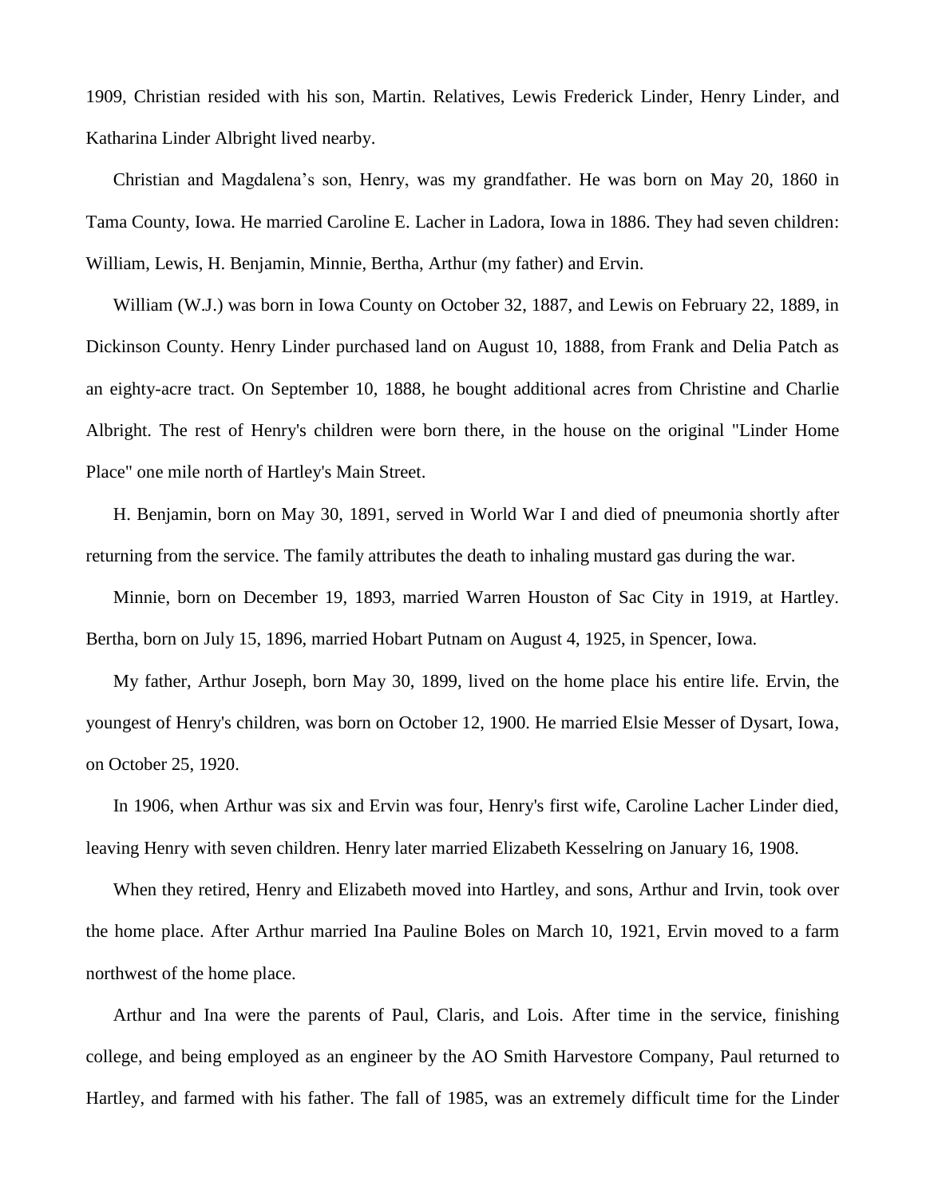1909, Christian resided with his son, Martin. Relatives, Lewis Frederick Linder, Henry Linder, and Katharina Linder Albright lived nearby.

Christian and Magdalena's son, Henry, was my grandfather. He was born on May 20, 1860 in Tama County, Iowa. He married Caroline E. Lacher in Ladora, Iowa in 1886. They had seven children: William, Lewis, H. Benjamin, Minnie, Bertha, Arthur (my father) and Ervin.

William (W.J.) was born in Iowa County on October 32, 1887, and Lewis on February 22, 1889, in Dickinson County. Henry Linder purchased land on August 10, 1888, from Frank and Delia Patch as an eighty-acre tract. On September 10, 1888, he bought additional acres from Christine and Charlie Albright. The rest of Henry's children were born there, in the house on the original "Linder Home Place" one mile north of Hartley's Main Street.

H. Benjamin, born on May 30, 1891, served in World War I and died of pneumonia shortly after returning from the service. The family attributes the death to inhaling mustard gas during the war.

Minnie, born on December 19, 1893, married Warren Houston of Sac City in 1919, at Hartley. Bertha, born on July 15, 1896, married Hobart Putnam on August 4, 1925, in Spencer, Iowa.

My father, Arthur Joseph, born May 30, 1899, lived on the home place his entire life. Ervin, the youngest of Henry's children, was born on October 12, 1900. He married Elsie Messer of Dysart, Iowa, on October 25, 1920.

In 1906, when Arthur was six and Ervin was four, Henry's first wife, Caroline Lacher Linder died, leaving Henry with seven children. Henry later married Elizabeth Kesselring on January 16, 1908.

When they retired, Henry and Elizabeth moved into Hartley, and sons, Arthur and Irvin, took over the home place. After Arthur married Ina Pauline Boles on March 10, 1921, Ervin moved to a farm northwest of the home place.

Arthur and Ina were the parents of Paul, Claris, and Lois. After time in the service, finishing college, and being employed as an engineer by the AO Smith Harvestore Company, Paul returned to Hartley, and farmed with his father. The fall of 1985, was an extremely difficult time for the Linder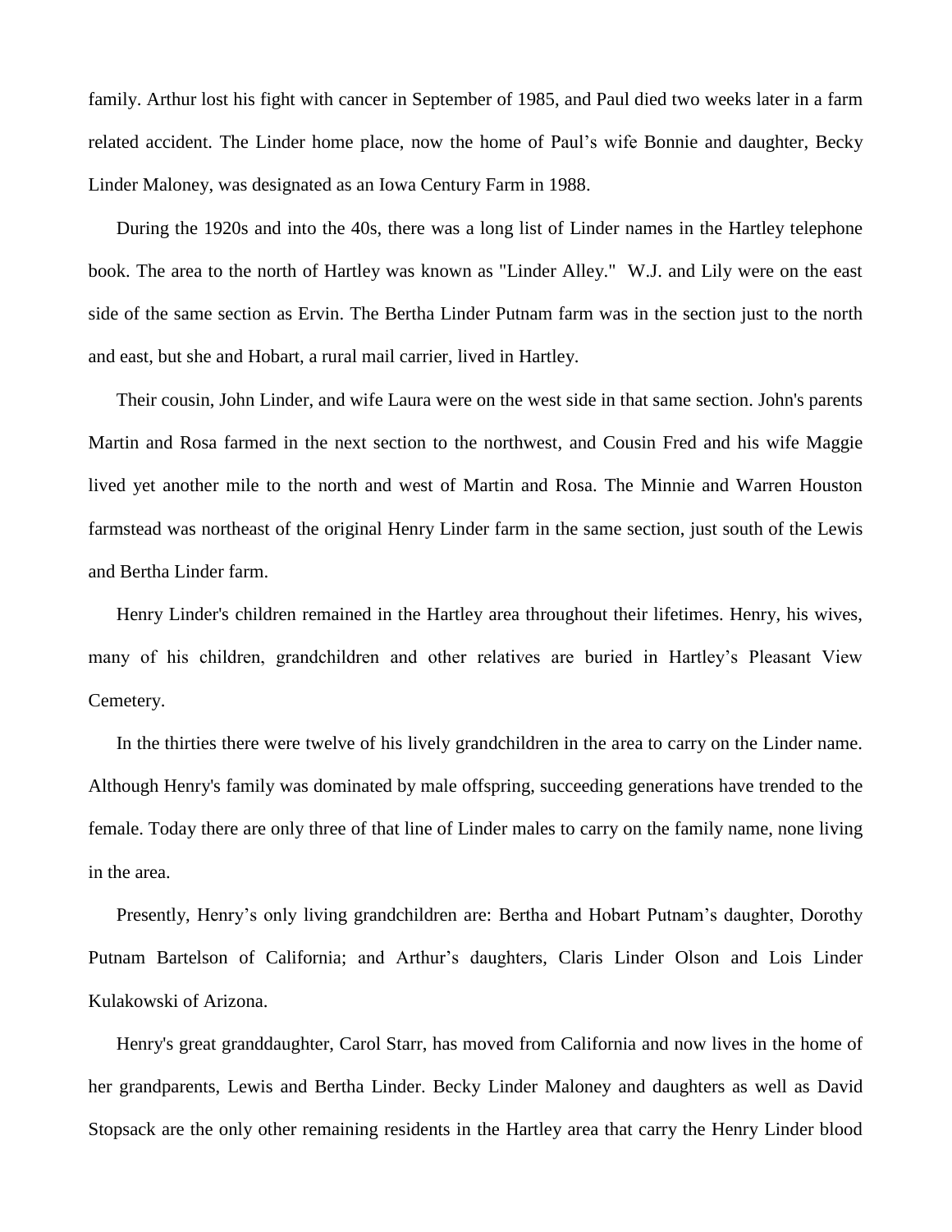family. Arthur lost his fight with cancer in September of 1985, and Paul died two weeks later in a farm related accident. The Linder home place, now the home of Paul's wife Bonnie and daughter, Becky Linder Maloney, was designated as an Iowa Century Farm in 1988.

During the 1920s and into the 40s, there was a long list of Linder names in the Hartley telephone book. The area to the north of Hartley was known as "Linder Alley." W.J. and Lily were on the east side of the same section as Ervin. The Bertha Linder Putnam farm was in the section just to the north and east, but she and Hobart, a rural mail carrier, lived in Hartley.

Their cousin, John Linder, and wife Laura were on the west side in that same section. John's parents Martin and Rosa farmed in the next section to the northwest, and Cousin Fred and his wife Maggie lived yet another mile to the north and west of Martin and Rosa. The Minnie and Warren Houston farmstead was northeast of the original Henry Linder farm in the same section, just south of the Lewis and Bertha Linder farm.

Henry Linder's children remained in the Hartley area throughout their lifetimes. Henry, his wives, many of his children, grandchildren and other relatives are buried in Hartley's Pleasant View Cemetery.

In the thirties there were twelve of his lively grandchildren in the area to carry on the Linder name. Although Henry's family was dominated by male offspring, succeeding generations have trended to the female. Today there are only three of that line of Linder males to carry on the family name, none living in the area.

Presently, Henry's only living grandchildren are: Bertha and Hobart Putnam's daughter, Dorothy Putnam Bartelson of California; and Arthur's daughters, Claris Linder Olson and Lois Linder Kulakowski of Arizona.

Henry's great granddaughter, Carol Starr, has moved from California and now lives in the home of her grandparents, Lewis and Bertha Linder. Becky Linder Maloney and daughters as well as David Stopsack are the only other remaining residents in the Hartley area that carry the Henry Linder blood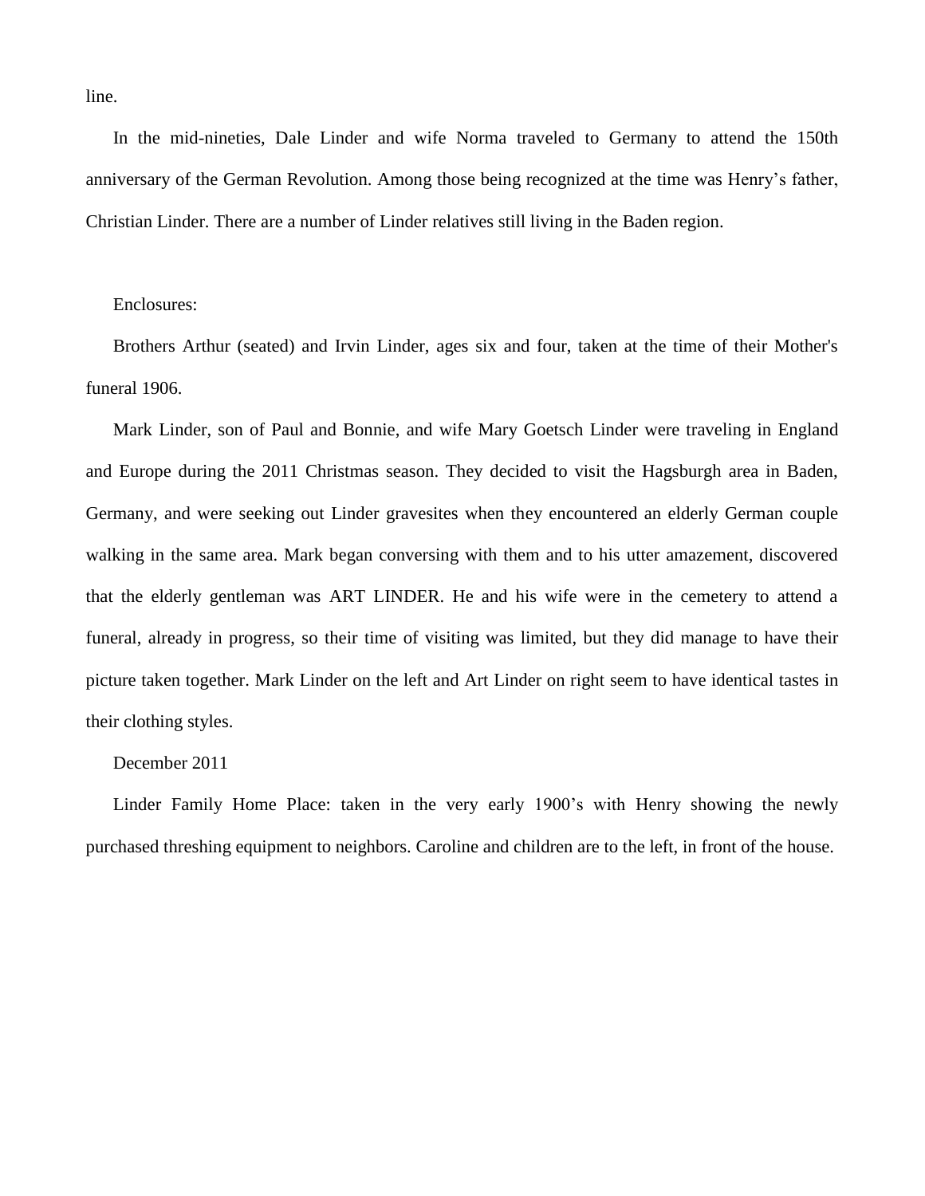line.

In the mid-nineties, Dale Linder and wife Norma traveled to Germany to attend the 150th anniversary of the German Revolution. Among those being recognized at the time was Henry's father, Christian Linder. There are a number of Linder relatives still living in the Baden region.

Enclosures:

Brothers Arthur (seated) and Irvin Linder, ages six and four, taken at the time of their Mother's funeral 1906.

Mark Linder, son of Paul and Bonnie, and wife Mary Goetsch Linder were traveling in England and Europe during the 2011 Christmas season. They decided to visit the Hagsburgh area in Baden, Germany, and were seeking out Linder gravesites when they encountered an elderly German couple walking in the same area. Mark began conversing with them and to his utter amazement, discovered that the elderly gentleman was ART LINDER. He and his wife were in the cemetery to attend a funeral, already in progress, so their time of visiting was limited, but they did manage to have their picture taken together. Mark Linder on the left and Art Linder on right seem to have identical tastes in their clothing styles.

December 2011

Linder Family Home Place: taken in the very early 1900's with Henry showing the newly purchased threshing equipment to neighbors. Caroline and children are to the left, in front of the house.